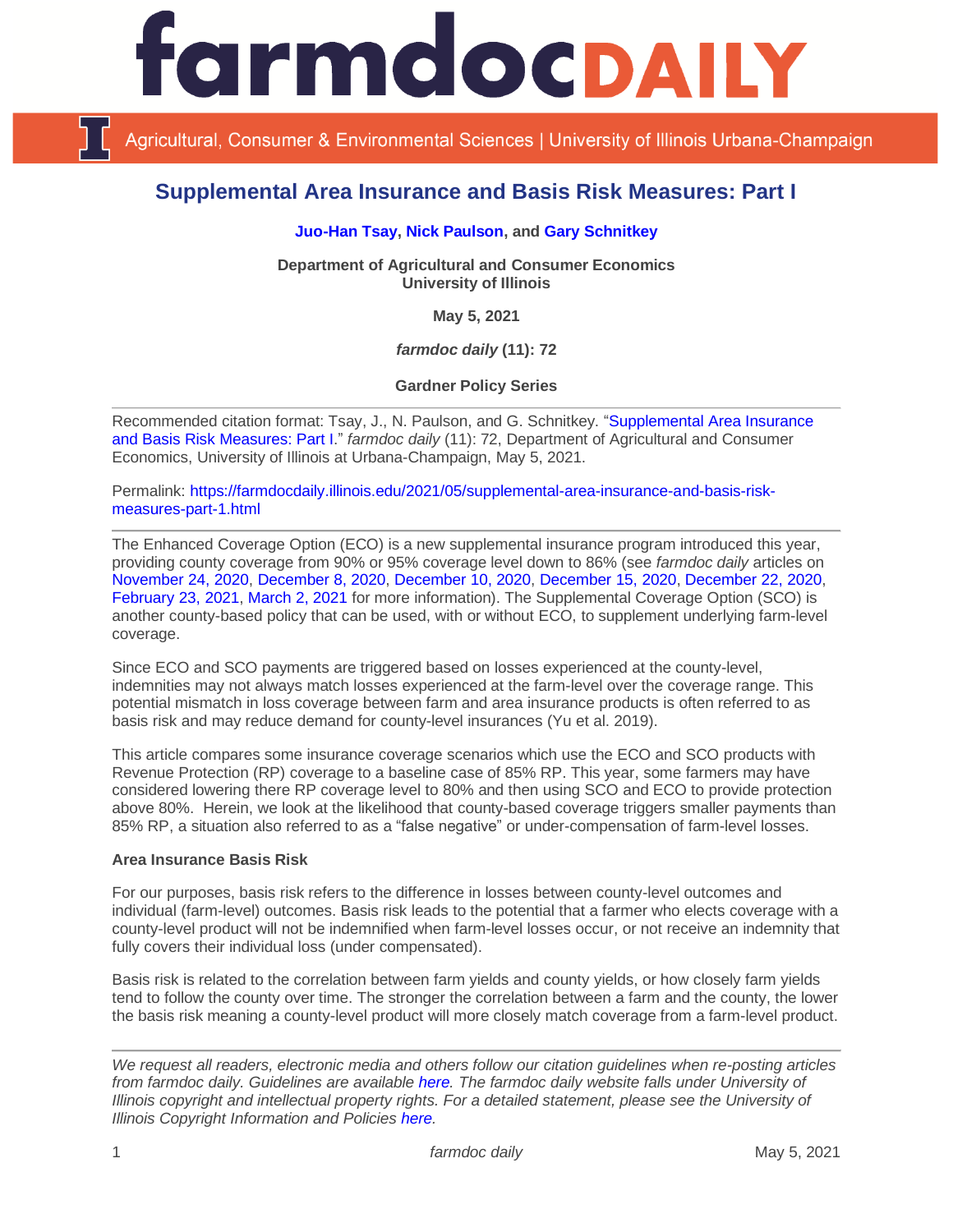# Supplemental Area Insurance and Basis Risk Measures: Part I

**Juo-Han Tsay, Nick Paulson, and Gary Schnitkey**

**Department of Agricultural and Consumer Economics**
**University of Illinois**

**May 5, 2021**

***farmdoc daily* (11): 72**

**Gardner Policy Series**

---

Recommended citation format: Tsay, J., N. Paulson, and G. Schnitkey. "Supplemental Area Insurance and Basis Risk Measures: Part I." *farmdoc daily* (11): 72, Department of Agricultural and Consumer Economics, University of Illinois at Urbana-Champaign, May 5, 2021.

Permalink: https://farmdocdaily.illinois.edu/2021/05/supplemental-area-insurance-and-basis-risk-measures-part-1.html

---

The Enhanced Coverage Option (ECO) is a new supplemental insurance program introduced this year, providing county coverage from 90% or 95% coverage level down to 86% (see *farmdoc daily* articles on November 24, 2020, December 8, 2020, December 10, 2020, December 15, 2020, December 22, 2020, February 23, 2021, March 2, 2021 for more information). The Supplemental Coverage Option (SCO) is another county-based policy that can be used, with or without ECO, to supplement underlying farm-level coverage.

Since ECO and SCO payments are triggered based on losses experienced at the county-level, indemnities may not always match losses experienced at the farm-level over the coverage range. This potential mismatch in loss coverage between farm and area insurance products is often referred to as basis risk and may reduce demand for county-level insurances (Yu et al. 2019).

This article compares some insurance coverage scenarios which use the ECO and SCO products with Revenue Protection (RP) coverage to a baseline case of 85% RP. This year, some farmers may have considered lowering there RP coverage level to 80% and then using SCO and ECO to provide protection above 80%. Herein, we look at the likelihood that county-based coverage triggers smaller payments than 85% RP, a situation also referred to as a "false negative" or under-compensation of farm-level losses.

**Area Insurance Basis Risk**

For our purposes, basis risk refers to the difference in losses between county-level outcomes and individual (farm-level) outcomes. Basis risk leads to the potential that a farmer who elects coverage with a county-level product will not be indemnified when farm-level losses occur, or not receive an indemnity that fully covers their individual loss (under compensated).

Basis risk is related to the correlation between farm yields and county yields, or how closely farm yields tend to follow the county over time. The stronger the correlation between a farm and the county, the lower the basis risk meaning a county-level product will more closely match coverage from a farm-level product.

---

*We request all readers, electronic media and others follow our citation guidelines when re-posting articles from farmdoc daily. Guidelines are available here. The farmdoc daily website falls under University of Illinois copyright and intellectual property rights. For a detailed statement, please see the University of Illinois Copyright Information and Policies here.*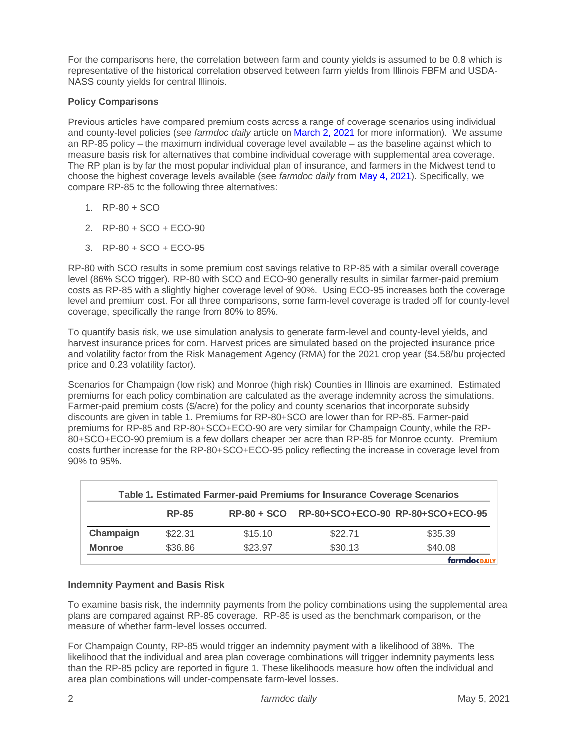For the comparisons here, the correlation between farm and county yields is assumed to be 0.8 which is representative of the historical correlation observed between farm yields from Illinois FBFM and USDA-NASS county yields for central Illinois.

**Policy Comparisons**

Previous articles have compared premium costs across a range of coverage scenarios using individual and county-level policies (see *farmdoc daily* article on March 2, 2021 for more information). We assume an RP-85 policy – the maximum individual coverage level available – as the baseline against which to measure basis risk for alternatives that combine individual coverage with supplemental area coverage. The RP plan is by far the most popular individual plan of insurance, and farmers in the Midwest tend to choose the highest coverage levels available (see *farmdoc daily* from May 4, 2021). Specifically, we compare RP-85 to the following three alternatives:

1. RP-80 + SCO
2. RP-80 + SCO + ECO-90
3. RP-80 + SCO + ECO-95

RP-80 with SCO results in some premium cost savings relative to RP-85 with a similar overall coverage level (86% SCO trigger). RP-80 with SCO and ECO-90 generally results in similar farmer-paid premium costs as RP-85 with a slightly higher coverage level of 90%. Using ECO-95 increases both the coverage level and premium cost. For all three comparisons, some farm-level coverage is traded off for county-level coverage, specifically the range from 80% to 85%.

To quantify basis risk, we use simulation analysis to generate farm-level and county-level yields, and harvest insurance prices for corn. Harvest prices are simulated based on the projected insurance price and volatility factor from the Risk Management Agency (RMA) for the 2021 crop year ($4.58/bu projected price and 0.23 volatility factor).

Scenarios for Champaign (low risk) and Monroe (high risk) Counties in Illinois are examined. Estimated premiums for each policy combination are calculated as the average indemnity across the simulations. Farmer-paid premium costs ($/acre) for the policy and county scenarios that incorporate subsidy discounts are given in table 1. Premiums for RP-80+SCO are lower than for RP-85. Farmer-paid premiums for RP-85 and RP-80+SCO+ECO-90 are very similar for Champaign County, while the RP-80+SCO+ECO-90 premium is a few dollars cheaper per acre than RP-85 for Monroe county. Premium costs further increase for the RP-80+SCO+ECO-95 policy reflecting the increase in coverage level from 90% to 95%.

**Table 1. Estimated Farmer-paid Premiums for Insurance Coverage Scenarios**

| | RP-85 | RP-80 + SCO | RP-80+SCO+ECO-90 | RP-80+SCO+ECO-95 |
|---|---|---|---|---|
| **Champaign** | $22.31 | $15.10 | $22.71 | $35.39 |
| **Monroe** | $36.86 | $23.97 | $30.13 | $40.08 |

**Indemnity Payment and Basis Risk**

To examine basis risk, the indemnity payments from the policy combinations using the supplemental area plans are compared against RP-85 coverage. RP-85 is used as the benchmark comparison, or the measure of whether farm-level losses occurred.

For Champaign County, RP-85 would trigger an indemnity payment with a likelihood of 38%. The likelihood that the individual and area plan coverage combinations will trigger indemnity payments less than the RP-85 policy are reported in figure 1. These likelihoods measure how often the individual and area plan combinations will under-compensate farm-level losses.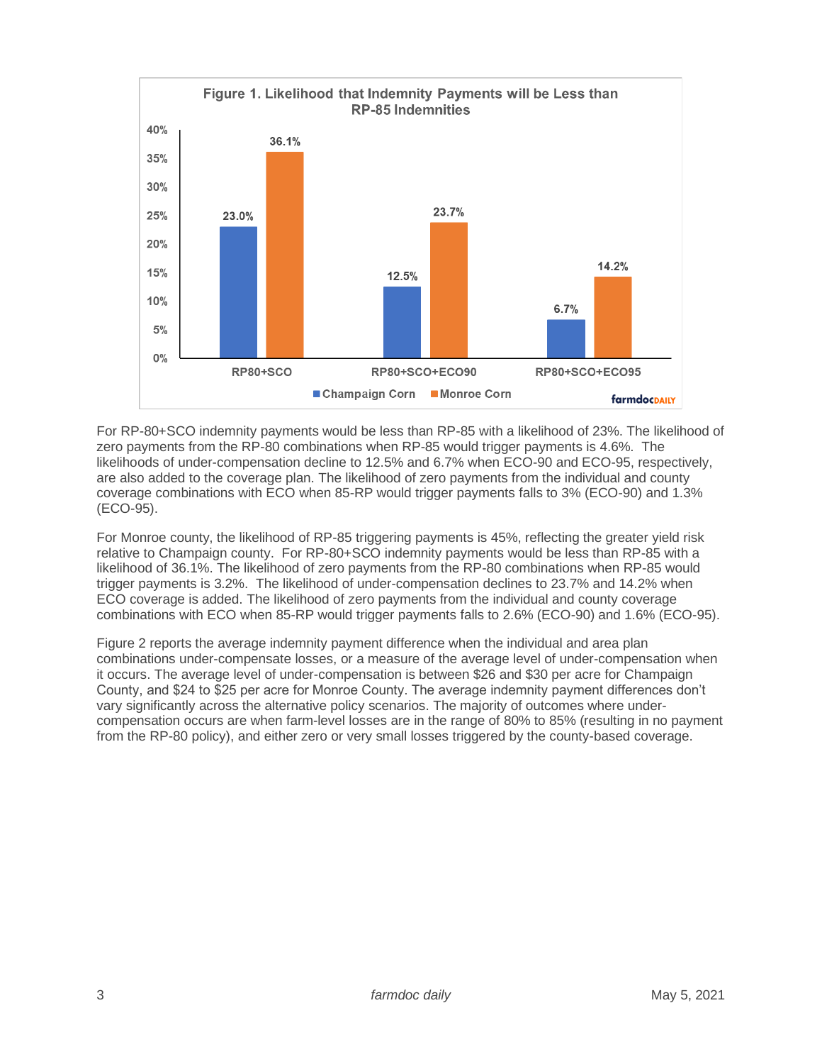**Figure 1. Likelihood that Indemnity Payments will be Less than RP-85 Indemnities**

| | Champaign Corn | Monroe Corn |
|---|---|---|
| RP80+SCO | 23.0% | 36.1% |
| RP80+SCO+ECO90 | 12.5% | 23.7% |
| RP80+SCO+ECO95 | 6.7% | 14.2% |

For RP-80+SCO indemnity payments would be less than RP-85 with a likelihood of 23%. The likelihood of zero payments from the RP-80 combinations when RP-85 would trigger payments is 4.6%. The likelihoods of under-compensation decline to 12.5% and 6.7% when ECO-90 and ECO-95, respectively, are also added to the coverage plan. The likelihood of zero payments from the individual and county coverage combinations with ECO when 85-RP would trigger payments falls to 3% (ECO-90) and 1.3% (ECO-95).

For Monroe county, the likelihood of RP-85 triggering payments is 45%, reflecting the greater yield risk relative to Champaign county. For RP-80+SCO indemnity payments would be less than RP-85 with a likelihood of 36.1%. The likelihood of zero payments from the RP-80 combinations when RP-85 would trigger payments is 3.2%. The likelihood of under-compensation declines to 23.7% and 14.2% when ECO coverage is added. The likelihood of zero payments from the individual and county coverage combinations with ECO when 85-RP would trigger payments falls to 2.6% (ECO-90) and 1.6% (ECO-95).

Figure 2 reports the average indemnity payment difference when the individual and area plan combinations under-compensate losses, or a measure of the average level of under-compensation when it occurs. The average level of under-compensation is between $26 and $30 per acre for Champaign County, and $24 to $25 per acre for Monroe County. The average indemnity payment differences don't vary significantly across the alternative policy scenarios. The majority of outcomes where under-compensation occurs are when farm-level losses are in the range of 80% to 85% (resulting in no payment from the RP-80 policy), and either zero or very small losses triggered by the county-based coverage.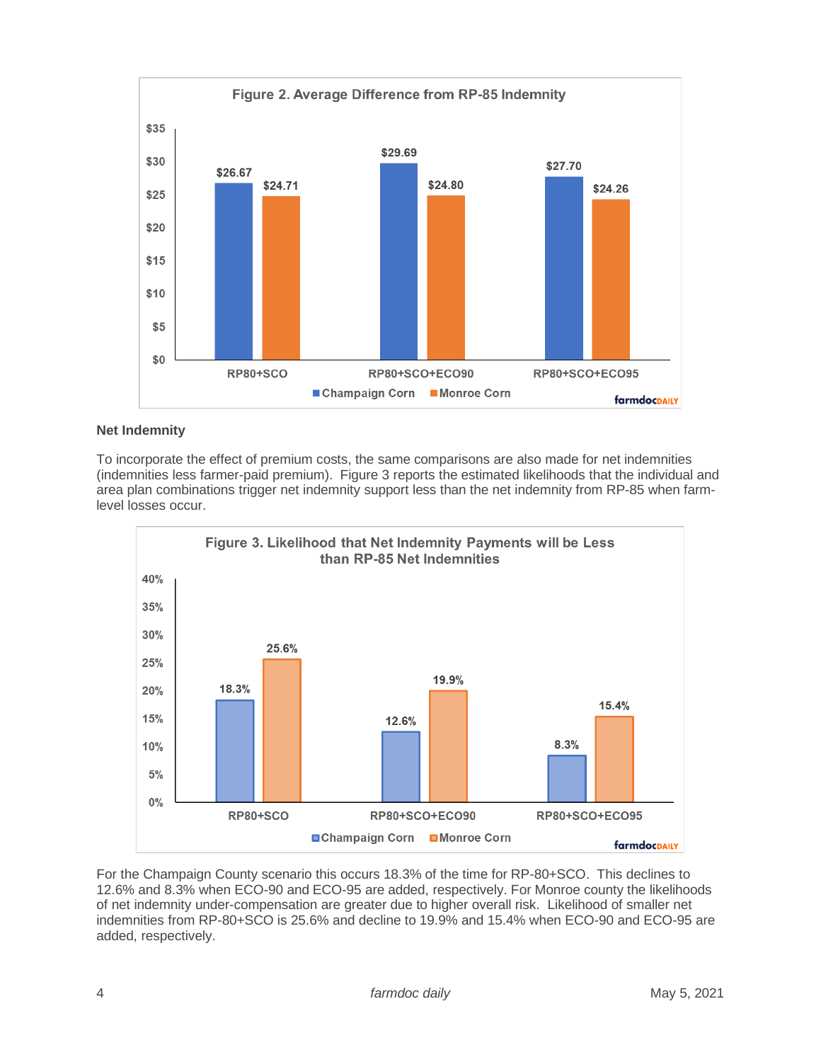Figure 2. Average Difference from RP-85 Indemnity

| | Champaign Corn | Monroe Corn |
|---|---|---|
| RP80+SCO | $26.67 | $24.71 |
| RP80+SCO+ECO90 | $29.69 | $24.80 |
| RP80+SCO+ECO95 | $27.70 | $24.26 |

### Net Indemnity

To incorporate the effect of premium costs, the same comparisons are also made for net indemnities (indemnities less farmer-paid premium). Figure 3 reports the estimated likelihoods that the individual and area plan combinations trigger net indemnity support less than the net indemnity from RP-85 when farm-level losses occur.

Figure 3. Likelihood that Net Indemnity Payments will be Less than RP-85 Net Indemnities

| | Champaign Corn | Monroe Corn |
|---|---|---|
| RP80+SCO | 18.3% | 25.6% |
| RP80+SCO+ECO90 | 12.6% | 19.9% |
| RP80+SCO+ECO95 | 8.3% | 15.4% |

For the Champaign County scenario this occurs 18.3% of the time for RP-80+SCO. This declines to 12.6% and 8.3% when ECO-90 and ECO-95 are added, respectively. For Monroe county the likelihoods of net indemnity under-compensation are greater due to higher overall risk. Likelihood of smaller net indemnities from RP-80+SCO is 25.6% and decline to 19.9% and 15.4% when ECO-90 and ECO-95 are added, respectively.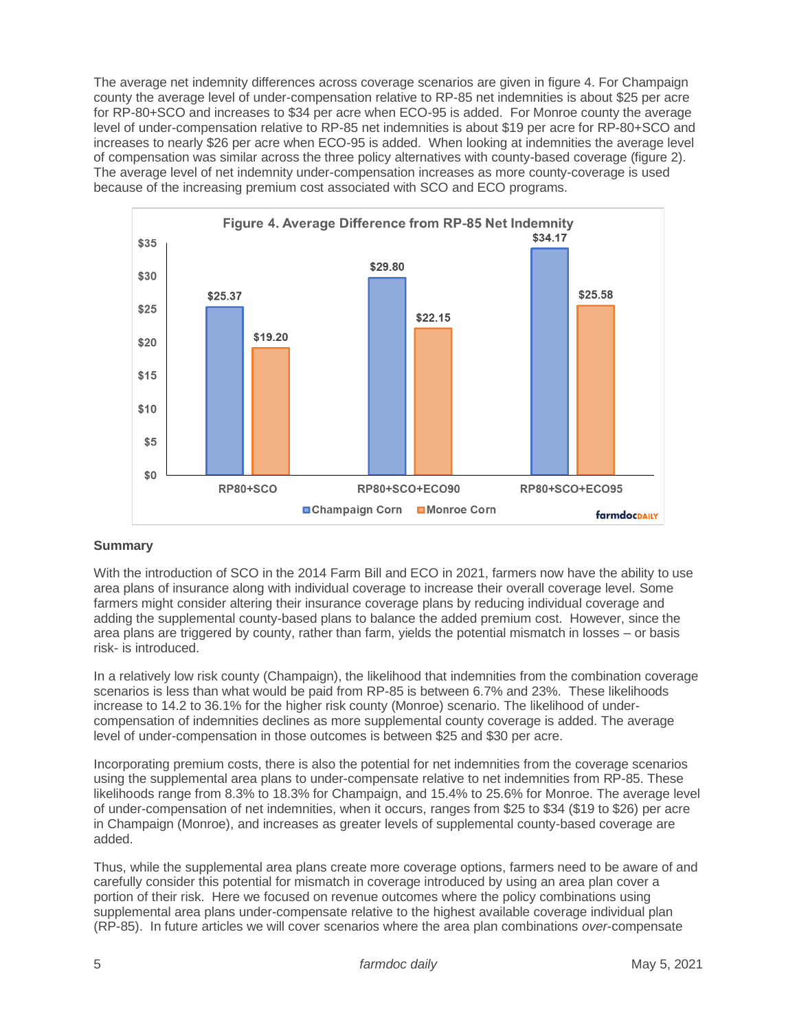The average net indemnity differences across coverage scenarios are given in figure 4. For Champaign county the average level of under-compensation relative to RP-85 net indemnities is about $25 per acre for RP-80+SCO and increases to $34 per acre when ECO-95 is added. For Monroe county the average level of under-compensation relative to RP-85 net indemnities is about $19 per acre for RP-80+SCO and increases to nearly $26 per acre when ECO-95 is added. When looking at indemnities the average level of compensation was similar across the three policy alternatives with county-based coverage (figure 2). The average level of net indemnity under-compensation increases as more county-coverage is used because of the increasing premium cost associated with SCO and ECO programs.

**Figure 4. Average Difference from RP-85 Net Indemnity**

| | Champaign Corn | Monroe Corn |
|---|---|---|
| RP80+SCO | $25.37 | $19.20 |
| RP80+SCO+ECO90 | $29.80 | $22.15 |
| RP80+SCO+ECO95 | $34.17 | $25.58 |

## Summary

With the introduction of SCO in the 2014 Farm Bill and ECO in 2021, farmers now have the ability to use area plans of insurance along with individual coverage to increase their overall coverage level. Some farmers might consider altering their insurance coverage plans by reducing individual coverage and adding the supplemental county-based plans to balance the added premium cost. However, since the area plans are triggered by county, rather than farm, yields the potential mismatch in losses – or basis risk- is introduced.

In a relatively low risk county (Champaign), the likelihood that indemnities from the combination coverage scenarios is less than what would be paid from RP-85 is between 6.7% and 23%. These likelihoods increase to 14.2 to 36.1% for the higher risk county (Monroe) scenario. The likelihood of under-compensation of indemnities declines as more supplemental county coverage is added. The average level of under-compensation in those outcomes is between $25 and $30 per acre.

Incorporating premium costs, there is also the potential for net indemnities from the coverage scenarios using the supplemental area plans to under-compensate relative to net indemnities from RP-85. These likelihoods range from 8.3% to 18.3% for Champaign, and 15.4% to 25.6% for Monroe. The average level of under-compensation of net indemnities, when it occurs, ranges from $25 to $34 ($19 to $26) per acre in Champaign (Monroe), and increases as greater levels of supplemental county-based coverage are added.

Thus, while the supplemental area plans create more coverage options, farmers need to be aware of and carefully consider this potential for mismatch in coverage introduced by using an area plan cover a portion of their risk. Here we focused on revenue outcomes where the policy combinations using supplemental area plans under-compensate relative to the highest available coverage individual plan (RP-85). In future articles we will cover scenarios where the area plan combinations *over*-compensate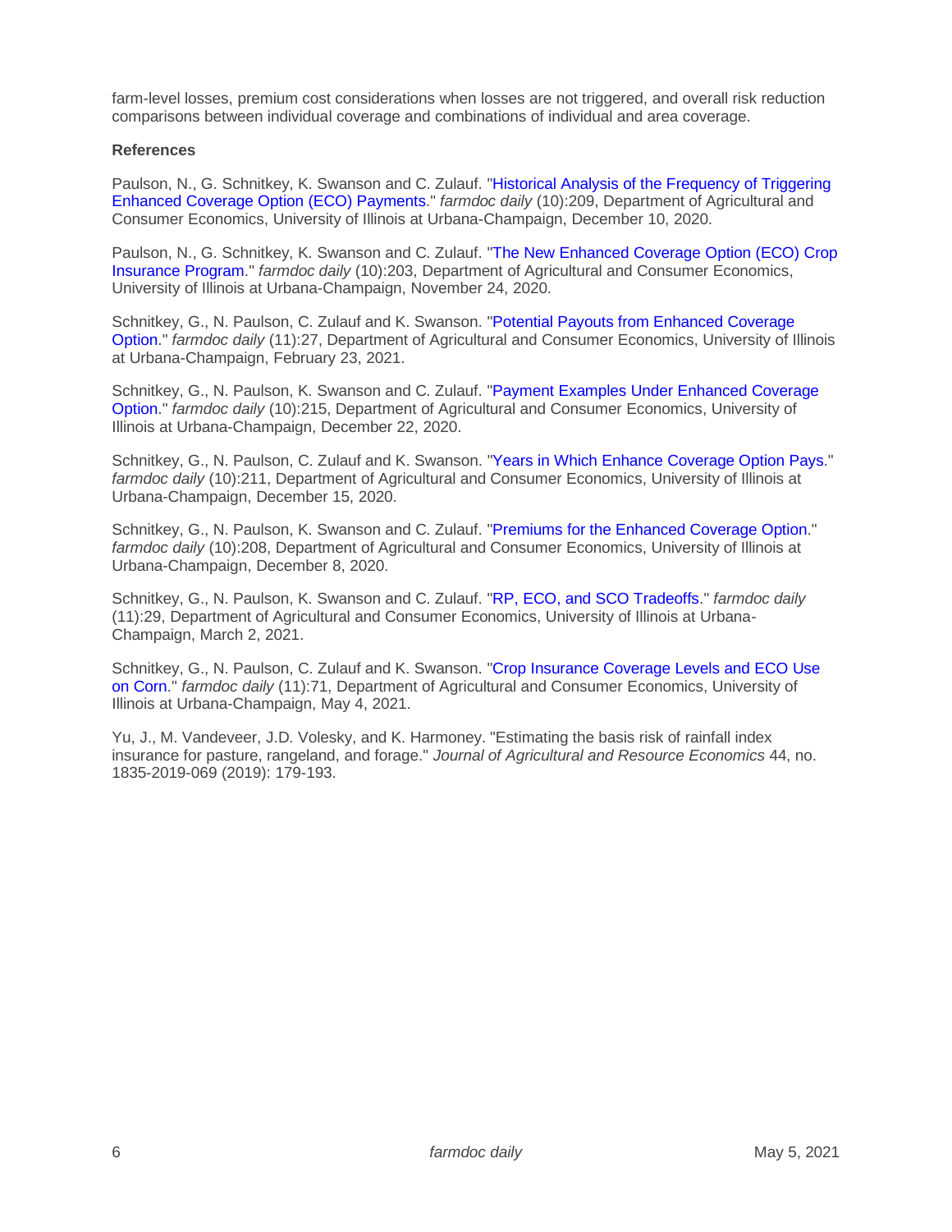farm-level losses, premium cost considerations when losses are not triggered, and overall risk reduction comparisons between individual coverage and combinations of individual and area coverage.

**References**

Paulson, N., G. Schnitkey, K. Swanson and C. Zulauf. "Historical Analysis of the Frequency of Triggering Enhanced Coverage Option (ECO) Payments." *farmdoc daily* (10):209, Department of Agricultural and Consumer Economics, University of Illinois at Urbana-Champaign, December 10, 2020.

Paulson, N., G. Schnitkey, K. Swanson and C. Zulauf. "The New Enhanced Coverage Option (ECO) Crop Insurance Program." *farmdoc daily* (10):203, Department of Agricultural and Consumer Economics, University of Illinois at Urbana-Champaign, November 24, 2020.

Schnitkey, G., N. Paulson, C. Zulauf and K. Swanson. "Potential Payouts from Enhanced Coverage Option." *farmdoc daily* (11):27, Department of Agricultural and Consumer Economics, University of Illinois at Urbana-Champaign, February 23, 2021.

Schnitkey, G., N. Paulson, K. Swanson and C. Zulauf. "Payment Examples Under Enhanced Coverage Option." *farmdoc daily* (10):215, Department of Agricultural and Consumer Economics, University of Illinois at Urbana-Champaign, December 22, 2020.

Schnitkey, G., N. Paulson, C. Zulauf and K. Swanson. "Years in Which Enhance Coverage Option Pays." *farmdoc daily* (10):211, Department of Agricultural and Consumer Economics, University of Illinois at Urbana-Champaign, December 15, 2020.

Schnitkey, G., N. Paulson, K. Swanson and C. Zulauf. "Premiums for the Enhanced Coverage Option." *farmdoc daily* (10):208, Department of Agricultural and Consumer Economics, University of Illinois at Urbana-Champaign, December 8, 2020.

Schnitkey, G., N. Paulson, K. Swanson and C. Zulauf. "RP, ECO, and SCO Tradeoffs." *farmdoc daily* (11):29, Department of Agricultural and Consumer Economics, University of Illinois at Urbana-Champaign, March 2, 2021.

Schnitkey, G., N. Paulson, C. Zulauf and K. Swanson. "Crop Insurance Coverage Levels and ECO Use on Corn." *farmdoc daily* (11):71, Department of Agricultural and Consumer Economics, University of Illinois at Urbana-Champaign, May 4, 2021.

Yu, J., M. Vandeveer, J.D. Volesky, and K. Harmoney. "Estimating the basis risk of rainfall index insurance for pasture, rangeland, and forage." *Journal of Agricultural and Resource Economics* 44, no. 1835-2019-069 (2019): 179-193.